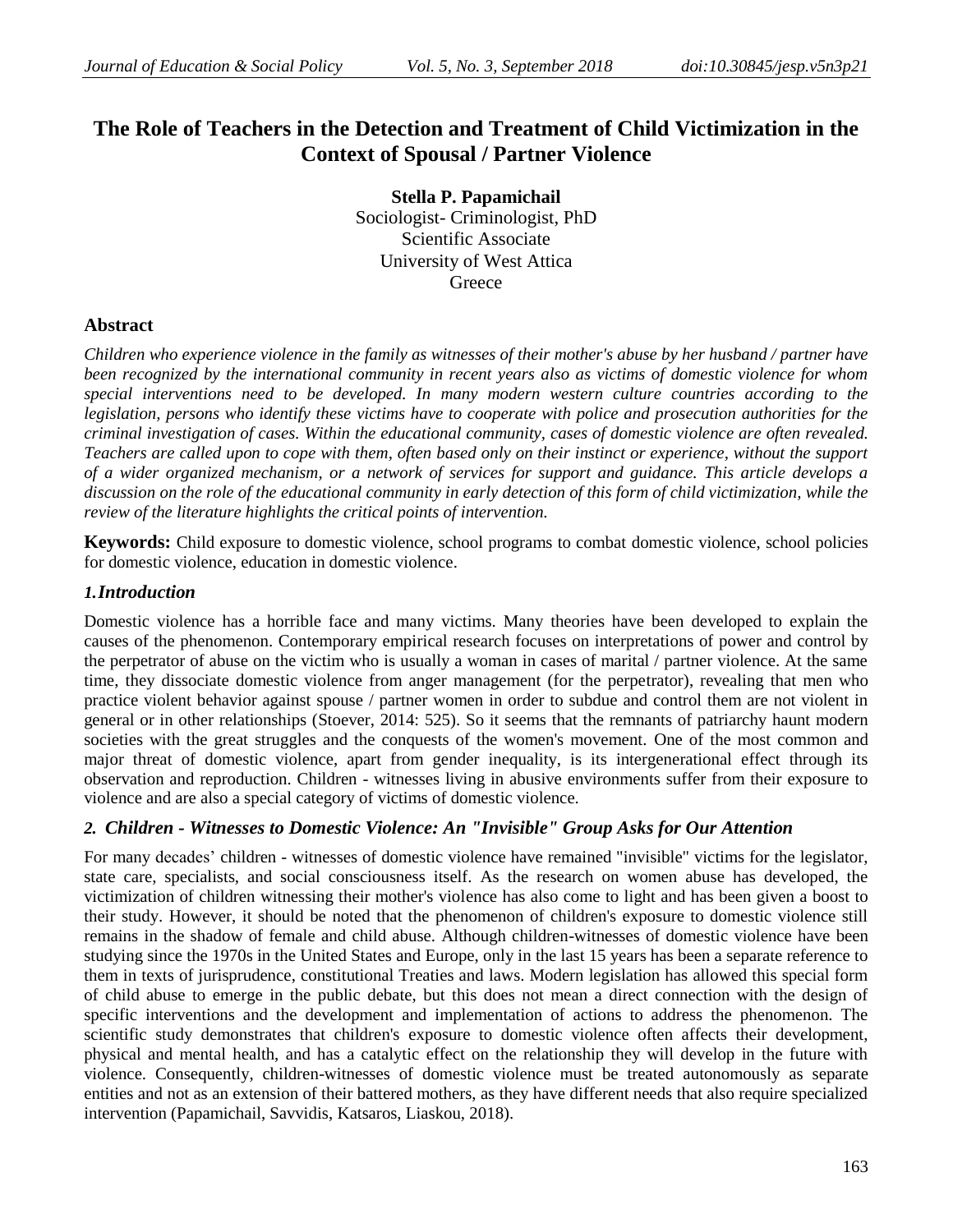# The Role of Teachers in the Detection and Treatment of Child Victimization in the Context of Spousal / Partner Violence

**Stella P. Papamichail**
Sociologist- Criminologist, PhD
Scientific Associate
University of West Attica
Greece

## Abstract

*Children who experience violence in the family as witnesses of their mother's abuse by her husband / partner have been recognized by the international community in recent years also as victims of domestic violence for whom special interventions need to be developed. In many modern western culture countries according to the legislation, persons who identify these victims have to cooperate with police and prosecution authorities for the criminal investigation of cases. Within the educational community, cases of domestic violence are often revealed. Teachers are called upon to cope with them, often based only on their instinct or experience, without the support of a wider organized mechanism, or a network of services for support and guidance. This article develops a discussion on the role of the educational community in early detection of this form of child victimization, while the review of the literature highlights the critical points of intervention.*

**Keywords:** Child exposure to domestic violence, school programs to combat domestic violence, school policies for domestic violence, education in domestic violence.

## *1.Introduction*

Domestic violence has a horrible face and many victims. Many theories have been developed to explain the causes of the phenomenon. Contemporary empirical research focuses on interpretations of power and control by the perpetrator of abuse on the victim who is usually a woman in cases of marital / partner violence. At the same time, they dissociate domestic violence from anger management (for the perpetrator), revealing that men who practice violent behavior against spouse / partner women in order to subdue and control them are not violent in general or in other relationships (Stoever, 2014: 525). So it seems that the remnants of patriarchy haunt modern societies with the great struggles and the conquests of the women's movement. One of the most common and major threat of domestic violence, apart from gender inequality, is its intergenerational effect through its observation and reproduction. Children - witnesses living in abusive environments suffer from their exposure to violence and are also a special category of victims of domestic violence.

## *2. Children - Witnesses to Domestic Violence: An "Invisible" Group Asks for Our Attention*

For many decades' children - witnesses of domestic violence have remained "invisible" victims for the legislator, state care, specialists, and social consciousness itself. As the research on women abuse has developed, the victimization of children witnessing their mother's violence has also come to light and has been given a boost to their study. However, it should be noted that the phenomenon of children's exposure to domestic violence still remains in the shadow of female and child abuse. Although children-witnesses of domestic violence have been studying since the 1970s in the United States and Europe, only in the last 15 years has been a separate reference to them in texts of jurisprudence, constitutional Treaties and laws. Modern legislation has allowed this special form of child abuse to emerge in the public debate, but this does not mean a direct connection with the design of specific interventions and the development and implementation of actions to address the phenomenon. The scientific study demonstrates that children's exposure to domestic violence often affects their development, physical and mental health, and has a catalytic effect on the relationship they will develop in the future with violence. Consequently, children-witnesses of domestic violence must be treated autonomously as separate entities and not as an extension of their battered mothers, as they have different needs that also require specialized intervention (Papamichail, Savvidis, Katsaros, Liaskou, 2018).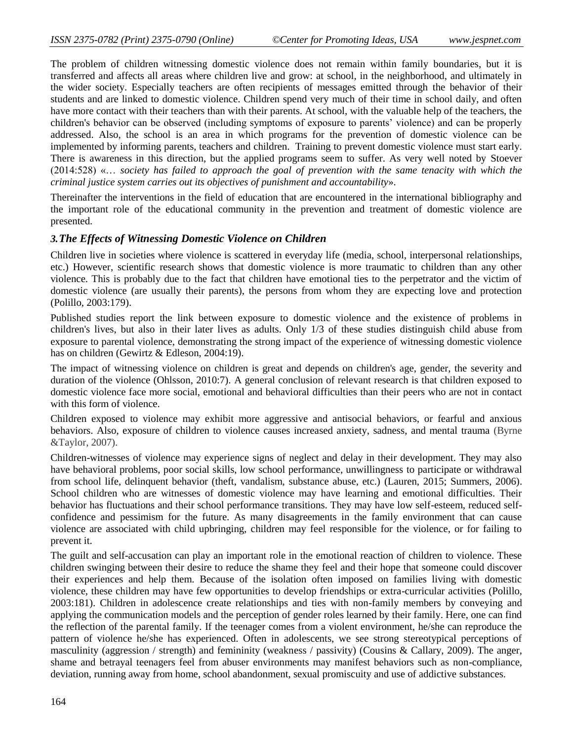The problem of children witnessing domestic violence does not remain within family boundaries, but it is transferred and affects all areas where children live and grow: at school, in the neighborhood, and ultimately in the wider society. Especially teachers are often recipients of messages emitted through the behavior of their students and are linked to domestic violence. Children spend very much of their time in school daily, and often have more contact with their teachers than with their parents. At school, with the valuable help of the teachers, the children's behavior can be observed (including symptoms of exposure to parents' violence) and can be properly addressed. Also, the school is an area in which programs for the prevention of domestic violence can be implemented by informing parents, teachers and children. Training to prevent domestic violence must start early. There is awareness in this direction, but the applied programs seem to suffer. As very well noted by Stoever (2014:528) «*… society has failed to approach the goal of prevention with the same tenacity with which the criminal justice system carries out its objectives of punishment and accountability*».

Thereinafter the interventions in the field of education that are encountered in the international bibliography and the important role of the educational community in the prevention and treatment of domestic violence are presented.

### *3.The Effects of Witnessing Domestic Violence on Children*

Children live in societies where violence is scattered in everyday life (media, school, interpersonal relationships, etc.) However, scientific research shows that domestic violence is more traumatic to children than any other violence. This is probably due to the fact that children have emotional ties to the perpetrator and the victim of domestic violence (are usually their parents), the persons from whom they are expecting love and protection (Polillo, 2003:179).

Published studies report the link between exposure to domestic violence and the existence of problems in children's lives, but also in their later lives as adults. Only 1/3 of these studies distinguish child abuse from exposure to parental violence, demonstrating the strong impact of the experience of witnessing domestic violence has on children (Gewirtz & Edleson, 2004:19).

The impact of witnessing violence on children is great and depends on children's age, gender, the severity and duration of the violence (Ohlsson, 2010:7). A general conclusion of relevant research is that children exposed to domestic violence face more social, emotional and behavioral difficulties than their peers who are not in contact with this form of violence.

Children exposed to violence may exhibit more aggressive and antisocial behaviors, or fearful and anxious behaviors. Also, exposure of children to violence causes increased anxiety, sadness, and mental trauma (Byrne &Taylor, 2007).

Children-witnesses of violence may experience signs of neglect and delay in their development. They may also have behavioral problems, poor social skills, low school performance, unwillingness to participate or withdrawal from school life, delinquent behavior (theft, vandalism, substance abuse, etc.) (Lauren, 2015; Summers, 2006). School children who are witnesses of domestic violence may have learning and emotional difficulties. Their behavior has fluctuations and their school performance transitions. They may have low self-esteem, reduced self-confidence and pessimism for the future. As many disagreements in the family environment that can cause violence are associated with child upbringing, children may feel responsible for the violence, or for failing to prevent it.

The guilt and self-accusation can play an important role in the emotional reaction of children to violence. These children swinging between their desire to reduce the shame they feel and their hope that someone could discover their experiences and help them. Because of the isolation often imposed on families living with domestic violence, these children may have few opportunities to develop friendships or extra-curricular activities (Polillo, 2003:181). Children in adolescence create relationships and ties with non-family members by conveying and applying the communication models and the perception of gender roles learned by their family. Here, one can find the reflection of the parental family. If the teenager comes from a violent environment, he/she can reproduce the pattern of violence he/she has experienced. Often in adolescents, we see strong stereotypical perceptions of masculinity (aggression / strength) and femininity (weakness / passivity) (Cousins & Callary, 2009). The anger, shame and betrayal teenagers feel from abuser environments may manifest behaviors such as non-compliance, deviation, running away from home, school abandonment, sexual promiscuity and use of addictive substances.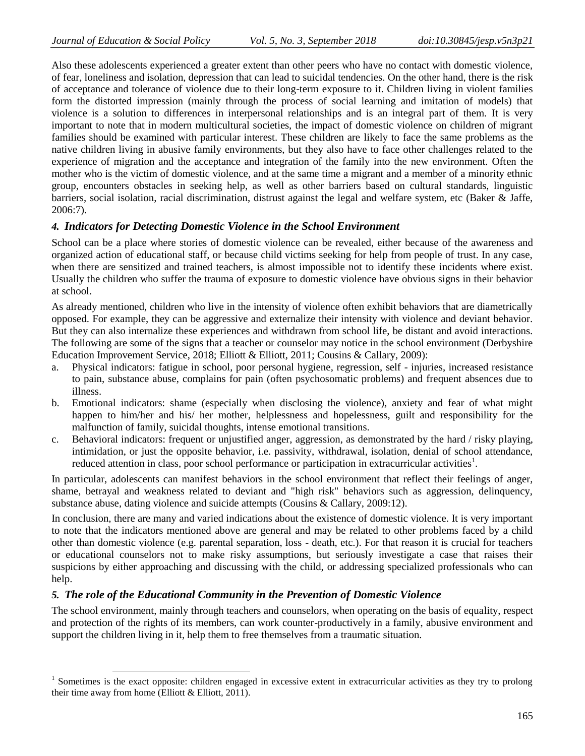Also these adolescents experienced a greater extent than other peers who have no contact with domestic violence, of fear, loneliness and isolation, depression that can lead to suicidal tendencies. On the other hand, there is the risk of acceptance and tolerance of violence due to their long-term exposure to it. Children living in violent families form the distorted impression (mainly through the process of social learning and imitation of models) that violence is a solution to differences in interpersonal relationships and is an integral part of them. It is very important to note that in modern multicultural societies, the impact of domestic violence on children of migrant families should be examined with particular interest. These children are likely to face the same problems as the native children living in abusive family environments, but they also have to face other challenges related to the experience of migration and the acceptance and integration of the family into the new environment. Often the mother who is the victim of domestic violence, and at the same time a migrant and a member of a minority ethnic group, encounters obstacles in seeking help, as well as other barriers based on cultural standards, linguistic barriers, social isolation, racial discrimination, distrust against the legal and welfare system, etc (Baker & Jaffe, 2006:7).

### *4. Indicators for Detecting Domestic Violence in the School Environment*

School can be a place where stories of domestic violence can be revealed, either because of the awareness and organized action of educational staff, or because child victims seeking for help from people of trust. In any case, when there are sensitized and trained teachers, is almost impossible not to identify these incidents where exist. Usually the children who suffer the trauma of exposure to domestic violence have obvious signs in their behavior at school.

As already mentioned, children who live in the intensity of violence often exhibit behaviors that are diametrically opposed. For example, they can be aggressive and externalize their intensity with violence and deviant behavior. But they can also internalize these experiences and withdrawn from school life, be distant and avoid interactions. The following are some of the signs that a teacher or counselor may notice in the school environment (Derbyshire Education Improvement Service, 2018; Elliott & Elliott, 2011; Cousins & Callary, 2009):

a. Physical indicators: fatigue in school, poor personal hygiene, regression, self - injuries, increased resistance to pain, substance abuse, complains for pain (often psychosomatic problems) and frequent absences due to illness.
b. Emotional indicators: shame (especially when disclosing the violence), anxiety and fear of what might happen to him/her and his/ her mother, helplessness and hopelessness, guilt and responsibility for the malfunction of family, suicidal thoughts, intense emotional transitions.
c. Behavioral indicators: frequent or unjustified anger, aggression, as demonstrated by the hard / risky playing, intimidation, or just the opposite behavior, i.e. passivity, withdrawal, isolation, denial of school attendance, reduced attention in class, poor school performance or participation in extracurricular activities[1].

In particular, adolescents can manifest behaviors in the school environment that reflect their feelings of anger, shame, betrayal and weakness related to deviant and "high risk" behaviors such as aggression, delinquency, substance abuse, dating violence and suicide attempts (Cousins & Callary, 2009:12).

In conclusion, there are many and varied indications about the existence of domestic violence. It is very important to note that the indicators mentioned above are general and may be related to other problems faced by a child other than domestic violence (e.g. parental separation, loss - death, etc.). For that reason it is crucial for teachers or educational counselors not to make risky assumptions, but seriously investigate a case that raises their suspicions by either approaching and discussing with the child, or addressing specialized professionals who can help.

### *5. The role of the Educational Community in the Prevention of Domestic Violence*

The school environment, mainly through teachers and counselors, when operating on the basis of equality, respect and protection of the rights of its members, can work counter-productively in a family, abusive environment and support the children living in it, help them to free themselves from a traumatic situation.

[1] Sometimes is the exact opposite: children engaged in excessive extent in extracurricular activities as they try to prolong their time away from home (Elliott & Elliott, 2011).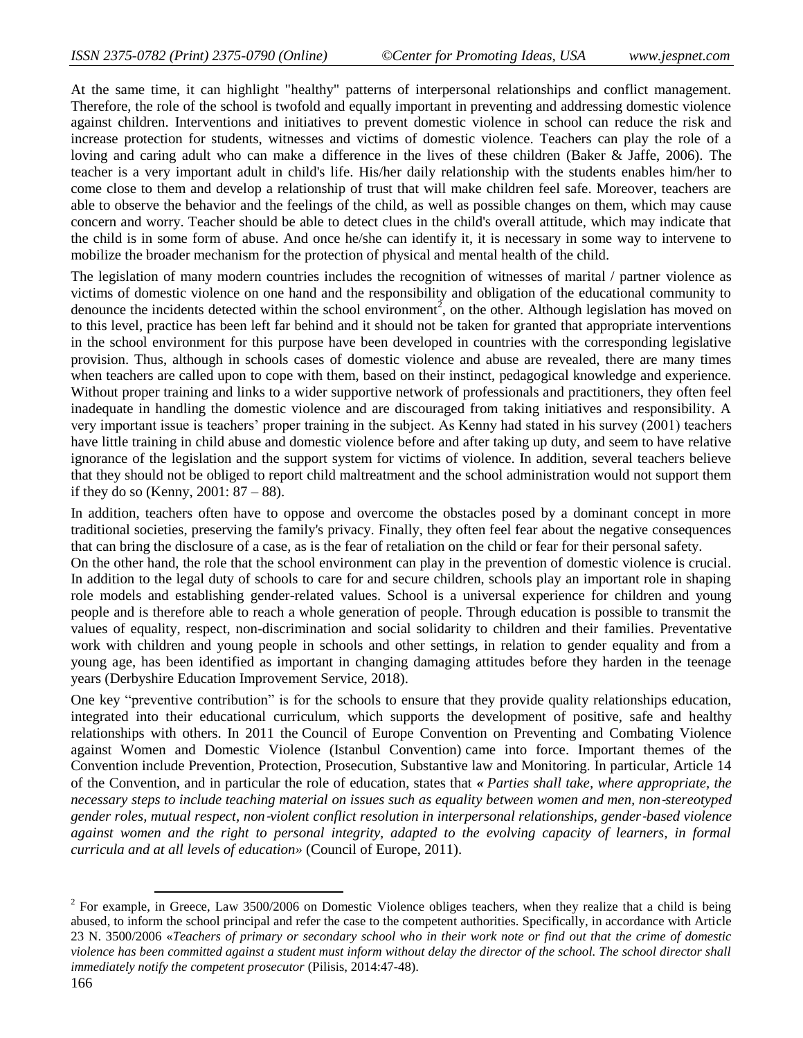At the same time, it can highlight "healthy" patterns of interpersonal relationships and conflict management. Therefore, the role of the school is twofold and equally important in preventing and addressing domestic violence against children. Interventions and initiatives to prevent domestic violence in school can reduce the risk and increase protection for students, witnesses and victims of domestic violence. Teachers can play the role of a loving and caring adult who can make a difference in the lives of these children (Baker & Jaffe, 2006). The teacher is a very important adult in child's life. His/her daily relationship with the students enables him/her to come close to them and develop a relationship of trust that will make children feel safe. Moreover, teachers are able to observe the behavior and the feelings of the child, as well as possible changes on them, which may cause concern and worry. Teacher should be able to detect clues in the child's overall attitude, which may indicate that the child is in some form of abuse. And once he/she can identify it, it is necessary in some way to intervene to mobilize the broader mechanism for the protection of physical and mental health of the child.

The legislation of many modern countries includes the recognition of witnesses of marital / partner violence as victims of domestic violence on one hand and the responsibility and obligation of the educational community to denounce the incidents detected within the school environment[2], on the other. Although legislation has moved on to this level, practice has been left far behind and it should not be taken for granted that appropriate interventions in the school environment for this purpose have been developed in countries with the corresponding legislative provision. Thus, although in schools cases of domestic violence and abuse are revealed, there are many times when teachers are called upon to cope with them, based on their instinct, pedagogical knowledge and experience. Without proper training and links to a wider supportive network of professionals and practitioners, they often feel inadequate in handling the domestic violence and are discouraged from taking initiatives and responsibility. A very important issue is teachers' proper training in the subject. As Kenny had stated in his survey (2001) teachers have little training in child abuse and domestic violence before and after taking up duty, and seem to have relative ignorance of the legislation and the support system for victims of violence. In addition, several teachers believe that they should not be obliged to report child maltreatment and the school administration would not support them if they do so (Kenny, 2001: 87 – 88).

In addition, teachers often have to oppose and overcome the obstacles posed by a dominant concept in more traditional societies, preserving the family's privacy. Finally, they often feel fear about the negative consequences that can bring the disclosure of a case, as is the fear of retaliation on the child or fear for their personal safety.

On the other hand, the role that the school environment can play in the prevention of domestic violence is crucial. In addition to the legal duty of schools to care for and secure children, schools play an important role in shaping role models and establishing gender-related values. School is a universal experience for children and young people and is therefore able to reach a whole generation of people. Through education is possible to transmit the values of equality, respect, non-discrimination and social solidarity to children and their families. Preventative work with children and young people in schools and other settings, in relation to gender equality and from a young age, has been identified as important in changing damaging attitudes before they harden in the teenage years (Derbyshire Education Improvement Service, 2018).

One key "preventive contribution" is for the schools to ensure that they provide quality relationships education, integrated into their educational curriculum, which supports the development of positive, safe and healthy relationships with others. In 2011 the Council of Europe Convention on Preventing and Combating Violence against Women and Domestic Violence (Istanbul Convention) came into force. Important themes of the Convention include Prevention, Protection, Prosecution, Substantive law and Monitoring. In particular, Article 14 of the Convention, and in particular the role of education, states that ***« Parties shall take, where appropriate, the necessary steps to include teaching material on issues such as equality between women and men, non-stereotyped gender roles, mutual respect, non-violent conflict resolution in interpersonal relationships, gender-based violence against women and the right to personal integrity, adapted to the evolving capacity of learners, in formal curricula and at all levels of education»*** (Council of Europe, 2011).

---

[2] For example, in Greece, Law 3500/2006 on Domestic Violence obliges teachers, when they realize that a child is being abused, to inform the school principal and refer the case to the competent authorities. Specifically, in accordance with Article 23 N. 3500/2006 «*Teachers of primary or secondary school who in their work note or find out that the crime of domestic violence has been committed against a student must inform without delay the director of the school. The school director shall immediately notify the competent prosecutor* (Pilisis, 2014:47-48).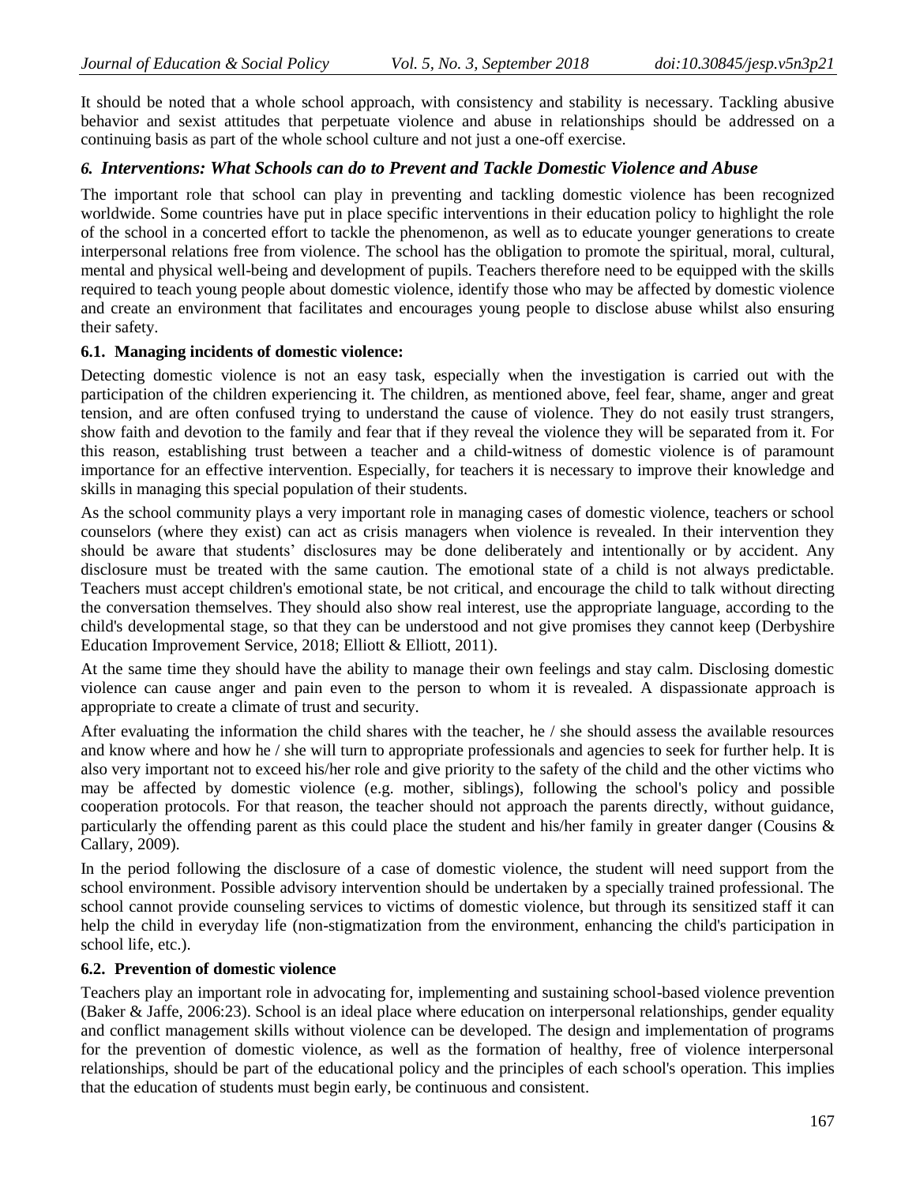It should be noted that a whole school approach, with consistency and stability is necessary. Tackling abusive behavior and sexist attitudes that perpetuate violence and abuse in relationships should be addressed on a continuing basis as part of the whole school culture and not just a one-off exercise.

## *6. Interventions: What Schools can do to Prevent and Tackle Domestic Violence and Abuse*

The important role that school can play in preventing and tackling domestic violence has been recognized worldwide. Some countries have put in place specific interventions in their education policy to highlight the role of the school in a concerted effort to tackle the phenomenon, as well as to educate younger generations to create interpersonal relations free from violence. The school has the obligation to promote the spiritual, moral, cultural, mental and physical well-being and development of pupils. Teachers therefore need to be equipped with the skills required to teach young people about domestic violence, identify those who may be affected by domestic violence and create an environment that facilitates and encourages young people to disclose abuse whilst also ensuring their safety.

### 6.1. Managing incidents of domestic violence:

Detecting domestic violence is not an easy task, especially when the investigation is carried out with the participation of the children experiencing it. The children, as mentioned above, feel fear, shame, anger and great tension, and are often confused trying to understand the cause of violence. They do not easily trust strangers, show faith and devotion to the family and fear that if they reveal the violence they will be separated from it. For this reason, establishing trust between a teacher and a child-witness of domestic violence is of paramount importance for an effective intervention. Especially, for teachers it is necessary to improve their knowledge and skills in managing this special population of their students.

As the school community plays a very important role in managing cases of domestic violence, teachers or school counselors (where they exist) can act as crisis managers when violence is revealed. In their intervention they should be aware that students' disclosures may be done deliberately and intentionally or by accident. Any disclosure must be treated with the same caution. The emotional state of a child is not always predictable. Teachers must accept children's emotional state, be not critical, and encourage the child to talk without directing the conversation themselves. They should also show real interest, use the appropriate language, according to the child's developmental stage, so that they can be understood and not give promises they cannot keep (Derbyshire Education Improvement Service, 2018; Elliott & Elliott, 2011).

At the same time they should have the ability to manage their own feelings and stay calm. Disclosing domestic violence can cause anger and pain even to the person to whom it is revealed. A dispassionate approach is appropriate to create a climate of trust and security.

After evaluating the information the child shares with the teacher, he / she should assess the available resources and know where and how he / she will turn to appropriate professionals and agencies to seek for further help. It is also very important not to exceed his/her role and give priority to the safety of the child and the other victims who may be affected by domestic violence (e.g. mother, siblings), following the school's policy and possible cooperation protocols. For that reason, the teacher should not approach the parents directly, without guidance, particularly the offending parent as this could place the student and his/her family in greater danger (Cousins & Callary, 2009).

In the period following the disclosure of a case of domestic violence, the student will need support from the school environment. Possible advisory intervention should be undertaken by a specially trained professional. The school cannot provide counseling services to victims of domestic violence, but through its sensitized staff it can help the child in everyday life (non-stigmatization from the environment, enhancing the child's participation in school life, etc.).

### 6.2. Prevention of domestic violence

Teachers play an important role in advocating for, implementing and sustaining school-based violence prevention (Baker & Jaffe, 2006:23). School is an ideal place where education on interpersonal relationships, gender equality and conflict management skills without violence can be developed. The design and implementation of programs for the prevention of domestic violence, as well as the formation of healthy, free of violence interpersonal relationships, should be part of the educational policy and the principles of each school's operation. This implies that the education of students must begin early, be continuous and consistent.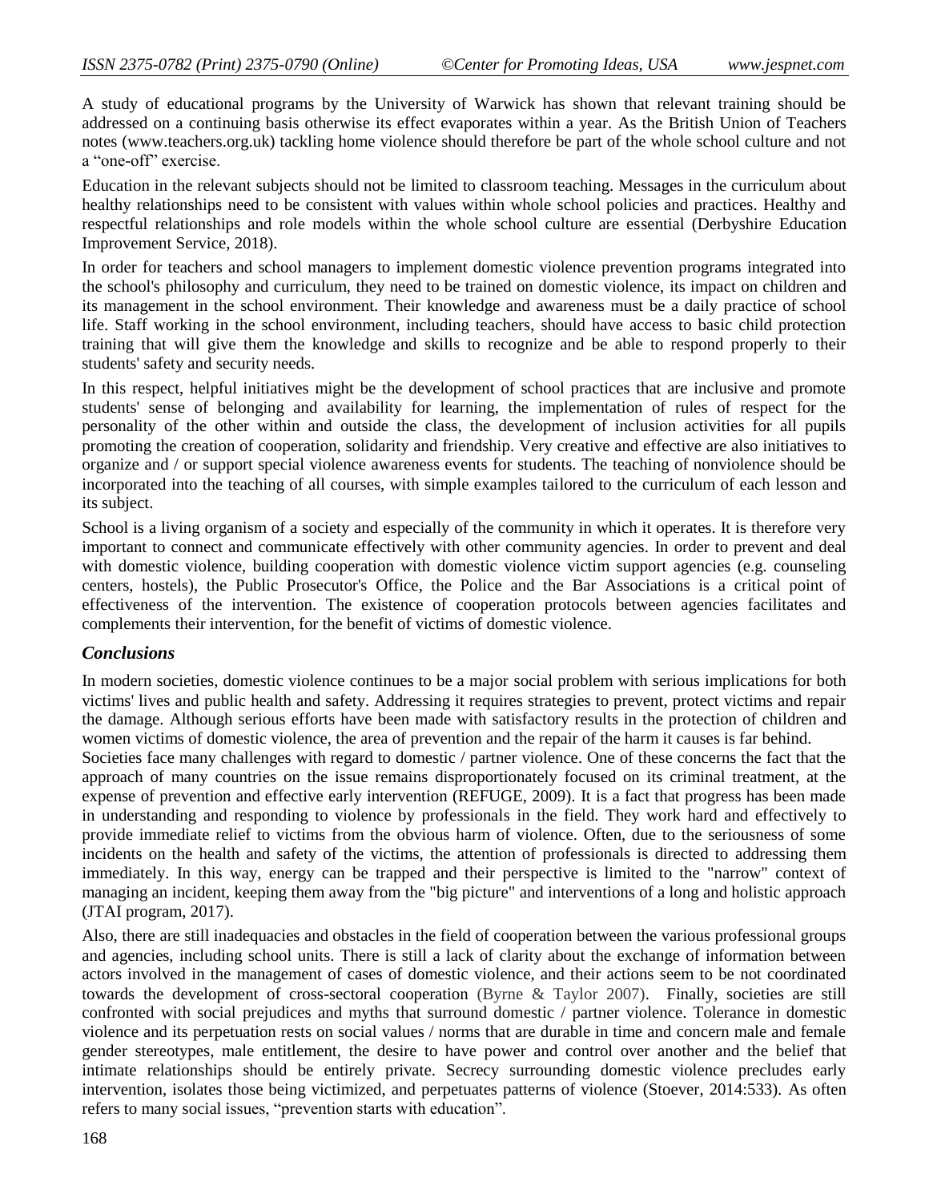A study of educational programs by the University of Warwick has shown that relevant training should be addressed on a continuing basis otherwise its effect evaporates within a year. As the British Union of Teachers notes (www.teachers.org.uk) tackling home violence should therefore be part of the whole school culture and not a "one-off" exercise.

Education in the relevant subjects should not be limited to classroom teaching. Messages in the curriculum about healthy relationships need to be consistent with values within whole school policies and practices. Healthy and respectful relationships and role models within the whole school culture are essential (Derbyshire Education Improvement Service, 2018).

In order for teachers and school managers to implement domestic violence prevention programs integrated into the school's philosophy and curriculum, they need to be trained on domestic violence, its impact on children and its management in the school environment. Their knowledge and awareness must be a daily practice of school life. Staff working in the school environment, including teachers, should have access to basic child protection training that will give them the knowledge and skills to recognize and be able to respond properly to their students' safety and security needs.

In this respect, helpful initiatives might be the development of school practices that are inclusive and promote students' sense of belonging and availability for learning, the implementation of rules of respect for the personality of the other within and outside the class, the development of inclusion activities for all pupils promoting the creation of cooperation, solidarity and friendship. Very creative and effective are also initiatives to organize and / or support special violence awareness events for students. The teaching of nonviolence should be incorporated into the teaching of all courses, with simple examples tailored to the curriculum of each lesson and its subject.

School is a living organism of a society and especially of the community in which it operates. It is therefore very important to connect and communicate effectively with other community agencies. In order to prevent and deal with domestic violence, building cooperation with domestic violence victim support agencies (e.g. counseling centers, hostels), the Public Prosecutor's Office, the Police and the Bar Associations is a critical point of effectiveness of the intervention. The existence of cooperation protocols between agencies facilitates and complements their intervention, for the benefit of victims of domestic violence.

## *Conclusions*

In modern societies, domestic violence continues to be a major social problem with serious implications for both victims' lives and public health and safety. Addressing it requires strategies to prevent, protect victims and repair the damage. Although serious efforts have been made with satisfactory results in the protection of children and women victims of domestic violence, the area of prevention and the repair of the harm it causes is far behind.

Societies face many challenges with regard to domestic / partner violence. One of these concerns the fact that the approach of many countries on the issue remains disproportionately focused on its criminal treatment, at the expense of prevention and effective early intervention (REFUGE, 2009). It is a fact that progress has been made in understanding and responding to violence by professionals in the field. They work hard and effectively to provide immediate relief to victims from the obvious harm of violence. Often, due to the seriousness of some incidents on the health and safety of the victims, the attention of professionals is directed to addressing them immediately. In this way, energy can be trapped and their perspective is limited to the "narrow" context of managing an incident, keeping them away from the "big picture" and interventions of a long and holistic approach (JTAI program, 2017).

Also, there are still inadequacies and obstacles in the field of cooperation between the various professional groups and agencies, including school units. There is still a lack of clarity about the exchange of information between actors involved in the management of cases of domestic violence, and their actions seem to be not coordinated towards the development of cross-sectoral cooperation (Byrne & Taylor 2007). Finally, societies are still confronted with social prejudices and myths that surround domestic / partner violence. Tolerance in domestic violence and its perpetuation rests on social values / norms that are durable in time and concern male and female gender stereotypes, male entitlement, the desire to have power and control over another and the belief that intimate relationships should be entirely private. Secrecy surrounding domestic violence precludes early intervention, isolates those being victimized, and perpetuates patterns of violence (Stoever, 2014:533). As often refers to many social issues, "prevention starts with education".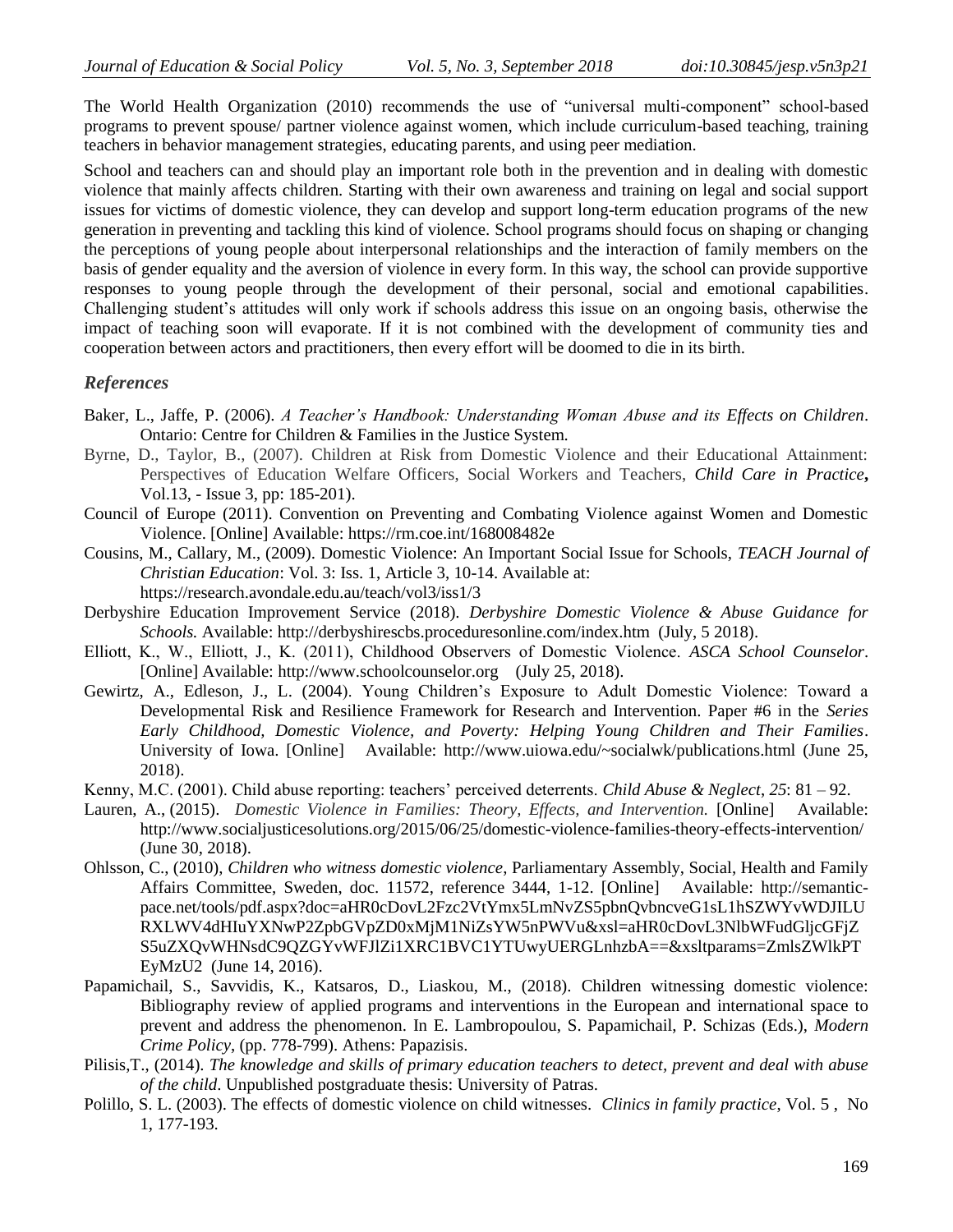The World Health Organization (2010) recommends the use of "universal multi-component" school-based programs to prevent spouse/ partner violence against women, which include curriculum-based teaching, training teachers in behavior management strategies, educating parents, and using peer mediation.

School and teachers can and should play an important role both in the prevention and in dealing with domestic violence that mainly affects children. Starting with their own awareness and training on legal and social support issues for victims of domestic violence, they can develop and support long-term education programs of the new generation in preventing and tackling this kind of violence. School programs should focus on shaping or changing the perceptions of young people about interpersonal relationships and the interaction of family members on the basis of gender equality and the aversion of violence in every form. In this way, the school can provide supportive responses to young people through the development of their personal, social and emotional capabilities. Challenging student's attitudes will only work if schools address this issue on an ongoing basis, otherwise the impact of teaching soon will evaporate. If it is not combined with the development of community ties and cooperation between actors and practitioners, then every effort will be doomed to die in its birth.

### *References*

Baker, L., Jaffe, P. (2006). *A Teacher's Handbook: Understanding Woman Abuse and its Effects on Children*. Ontario: Centre for Children & Families in the Justice System.

Byrne, D., Taylor, B., (2007). Children at Risk from Domestic Violence and their Educational Attainment: Perspectives of Education Welfare Officers, Social Workers and Teachers, ***Child Care in Practice*,** Vol.13, - Issue 3, pp: 185-201).

Council of Europe (2011). Convention on Preventing and Combating Violence against Women and Domestic Violence. [Online] Available: https://rm.coe.int/168008482e

Cousins, M., Callary, M., (2009). Domestic Violence: An Important Social Issue for Schools, *TEACH Journal of Christian Education*: Vol. 3: Iss. 1, Article 3, 10-14. Available at: https://research.avondale.edu.au/teach/vol3/iss1/3

Derbyshire Education Improvement Service (2018). *Derbyshire Domestic Violence & Abuse Guidance for Schools.* Available: http://derbyshirescbs.proceduresonline.com/index.htm (July, 5 2018).

Elliott, K., W., Elliott, J., K. (2011), Childhood Observers of Domestic Violence. *ASCA School Counselor*. [Online] Available: http://www.schoolcounselor.org (July 25, 2018).

Gewirtz, A., Edleson, J., L. (2004). Young Children's Exposure to Adult Domestic Violence: Toward a Developmental Risk and Resilience Framework for Research and Intervention. Paper #6 in the *Series Early Childhood, Domestic Violence, and Poverty: Helping Young Children and Their Families*. University of Iowa. [Online] Available: http://www.uiowa.edu/~socialwk/publications.html (June 25, 2018).

Kenny, M.C. (2001). Child abuse reporting: teachers' perceived deterrents. *Child Abuse & Neglect*, *25*: 81 – 92.

Lauren, A., (2015). *Domestic Violence in Families: Theory, Effects, and Intervention.* [Online] Available: http://www.socialjusticesolutions.org/2015/06/25/domestic-violence-families-theory-effects-intervention/ (June 30, 2018).

Ohlsson, C., (2010), *Children who witness domestic violence*, Parliamentary Assembly, Social, Health and Family Affairs Committee, Sweden, doc. 11572, reference 3444, 1-12. [Online] Available: http://semantic-pace.net/tools/pdf.aspx?doc=aHR0cDovL2Fzc2VtYmx5LmNvZS5pbnQvbncveG1sL1hSZWYvWDJILURXLWV4dHIuYXNwP2ZpbGVpZD0xMjM1NiZsYW5nPWVu&xsl=aHR0cDovL3NlbWFudGljcGFjZS5uZXQvWHNsdC9QZGYvWFJlZi1XRC1BVC1YTUwyUERGLnhzbA==&xsltparams=ZmlsZWlkPTEyMzU2 (June 14, 2016).

Papamichail, S., Savvidis, K., Katsaros, D., Liaskou, M., (2018). Children witnessing domestic violence: Bibliography review of applied programs and interventions in the European and international space to prevent and address the phenomenon. In E. Lambropoulou, S. Papamichail, P. Schizas (Eds.), *Modern Crime Policy*, (pp. 778-799). Athens: Papazisis.

Pilisis,T., (2014). *The knowledge and skills of primary education teachers to detect, prevent and deal with abuse of the child*. Unpublished postgraduate thesis: University of Patras.

Polillo, S. L. (2003). The effects of domestic violence on child witnesses. *Clinics in family practice*, Vol. 5 , No 1, 177-193.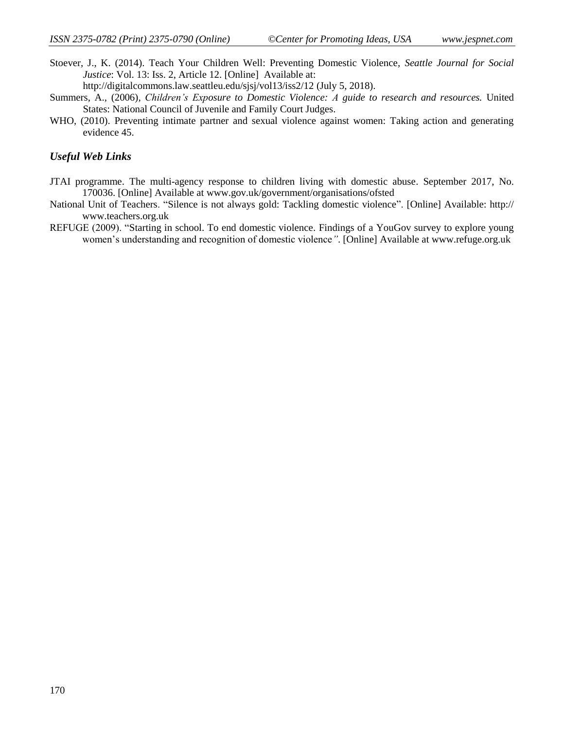Stoever, J., K. (2014). Teach Your Children Well: Preventing Domestic Violence, *Seattle Journal for Social Justice*: Vol. 13: Iss. 2, Article 12. [Online] Available at: http://digitalcommons.law.seattleu.edu/sjsj/vol13/iss2/12 (July 5, 2018).

Summers, A., (2006), *Children's Exposure to Domestic Violence: A guide to research and resources.* United States: National Council of Juvenile and Family Court Judges.

WHO, (2010). Preventing intimate partner and sexual violence against women: Taking action and generating evidence 45.

### *Useful Web Links*

JTAI programme. The multi-agency response to children living with domestic abuse. September 2017, No. 170036. [Online] Available at www.gov.uk/government/organisations/ofsted

National Unit of Teachers. "Silence is not always gold: Tackling domestic violence". [Online] Available: http:// www.teachers.org.uk

REFUGE (2009). "Starting in school. To end domestic violence. Findings of a YouGov survey to explore young women's understanding and recognition of domestic violence". [Online] Available at www.refuge.org.uk